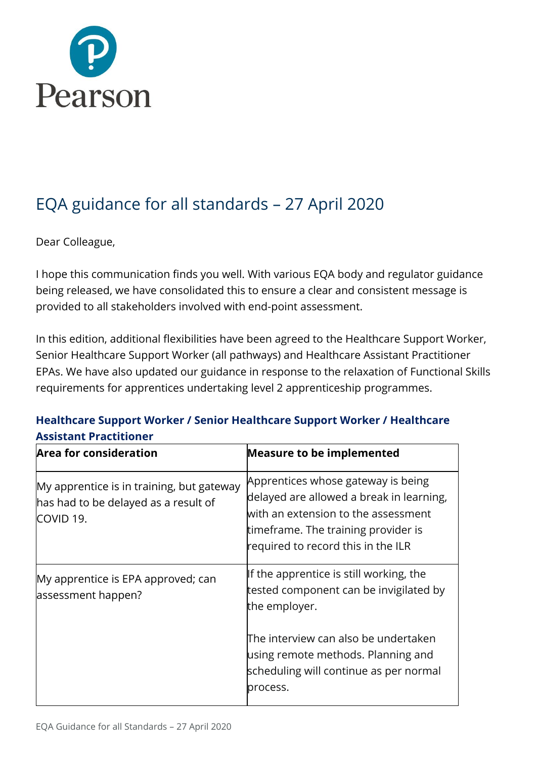# EQA guidance for all standards – 27 April 2020

Dear Colleague,

I hope this communication finds you well. With various EQA body and regulator guidance being released, we have consolidated this to ensure a clear and consistent message is provided to all stakeholders involved with end-point assessment.

In this edition, additional flexibilities have been agreed to the Healthcare Support Worker, Senior Healthcare Support Worker (all pathways) and Healthcare Assistant Practitioner EPAs. We have also updated our guidance in response to the relaxation of Functional Skills requirements for apprentices undertaking level 2 apprenticeship programmes.

### Healthcare Support Worker / Senior Healthcare Support Worker / Healthcare Assistant Practitioner

| Area for consideration | Measure to be implemented |
|---|---|
| My apprentice is in training, but gateway has had to be delayed as a result of COVID 19. | Apprentices whose gateway is being delayed are allowed a break in learning, with an extension to the assessment timeframe. The training provider is required to record this in the ILR |
| My apprentice is EPA approved; can assessment happen? | If the apprentice is still working, the tested component can be invigilated by the employer.<br><br>The interview can also be undertaken using remote methods. Planning and scheduling will continue as per normal process. |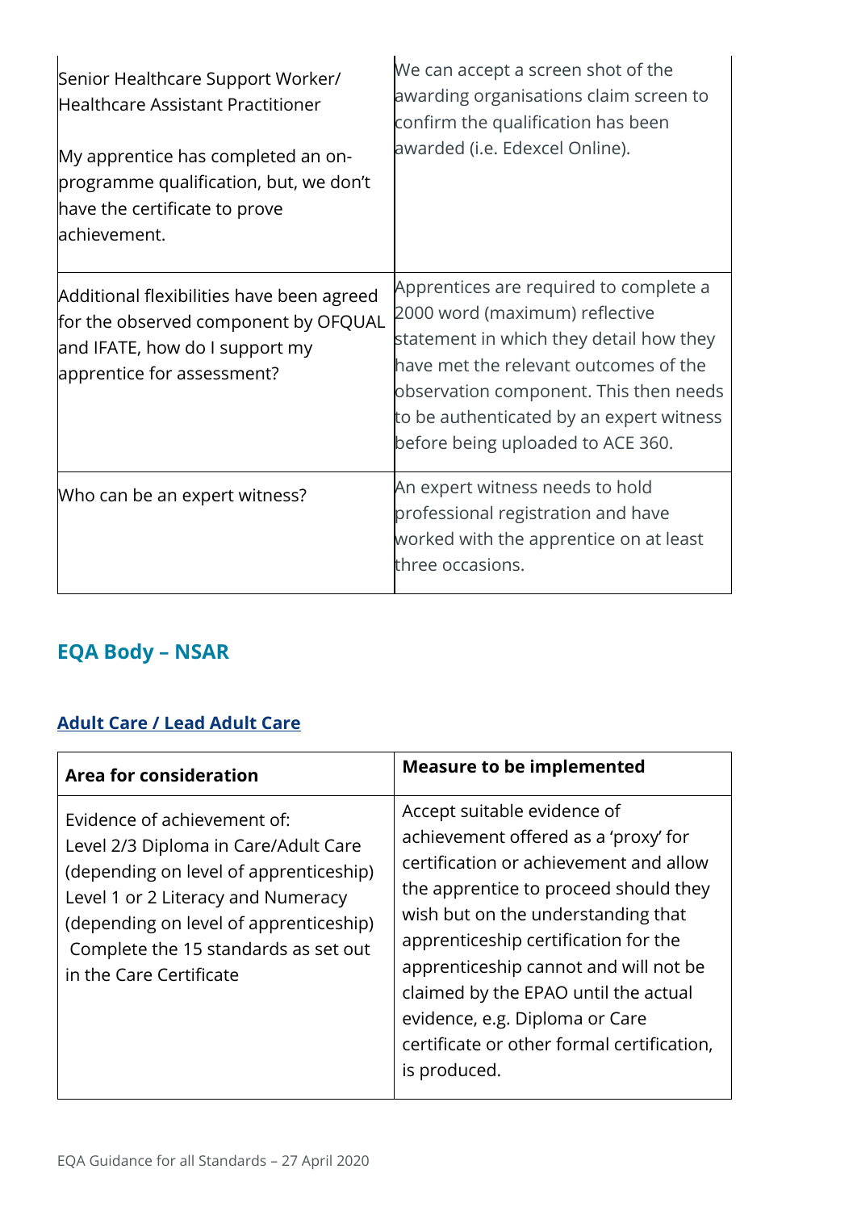| | |
|---|---|
| Senior Healthcare Support Worker/ Healthcare Assistant Practitioner<br><br>My apprentice has completed an on-programme qualification, but, we don't have the certificate to prove achievement. | We can accept a screen shot of the awarding organisations claim screen to confirm the qualification has been awarded (i.e. Edexcel Online). |
| Additional flexibilities have been agreed for the observed component by OFQUAL and IFATE, how do I support my apprentice for assessment? | Apprentices are required to complete a 2000 word (maximum) reflective statement in which they detail how they have met the relevant outcomes of the observation component. This then needs to be authenticated by an expert witness before being uploaded to ACE 360. |
| Who can be an expert witness? | An expert witness needs to hold professional registration and have worked with the apprentice on at least three occasions. |

## EQA Body – NSAR

### Adult Care / Lead Adult Care

| Area for consideration | Measure to be implemented |
|---|---|
| Evidence of achievement of:<br>Level 2/3 Diploma in Care/Adult Care (depending on level of apprenticeship)<br>Level 1 or 2 Literacy and Numeracy (depending on level of apprenticeship)<br>Complete the 15 standards as set out in the Care Certificate | Accept suitable evidence of achievement offered as a 'proxy' for certification or achievement and allow the apprentice to proceed should they wish but on the understanding that apprenticeship certification for the apprenticeship cannot and will not be claimed by the EPAO until the actual evidence, e.g. Diploma or Care certificate or other formal certification, is produced. |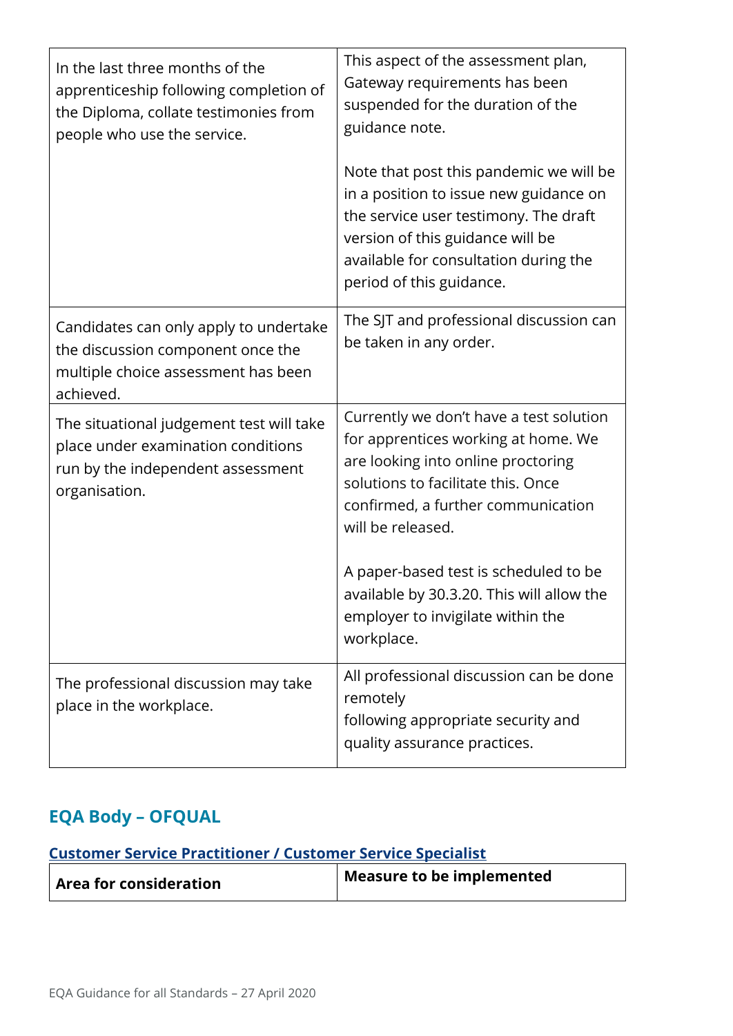| | |
|---|---|
| In the last three months of the apprenticeship following completion of the Diploma, collate testimonies from people who use the service. | This aspect of the assessment plan, Gateway requirements has been suspended for the duration of the guidance note.<br><br>Note that post this pandemic we will be in a position to issue new guidance on the service user testimony. The draft version of this guidance will be available for consultation during the period of this guidance. |
| Candidates can only apply to undertake the discussion component once the multiple choice assessment has been achieved. | The SJT and professional discussion can be taken in any order. |
| The situational judgement test will take place under examination conditions run by the independent assessment organisation. | Currently we don't have a test solution for apprentices working at home. We are looking into online proctoring solutions to facilitate this. Once confirmed, a further communication will be released.<br><br>A paper-based test is scheduled to be available by 30.3.20. This will allow the employer to invigilate within the workplace. |
| The professional discussion may take place in the workplace. | All professional discussion can be done remotely following appropriate security and quality assurance practices. |

## EQA Body – OFQUAL

### Customer Service Practitioner / Customer Service Specialist

| Area for consideration | Measure to be implemented |
|---|---|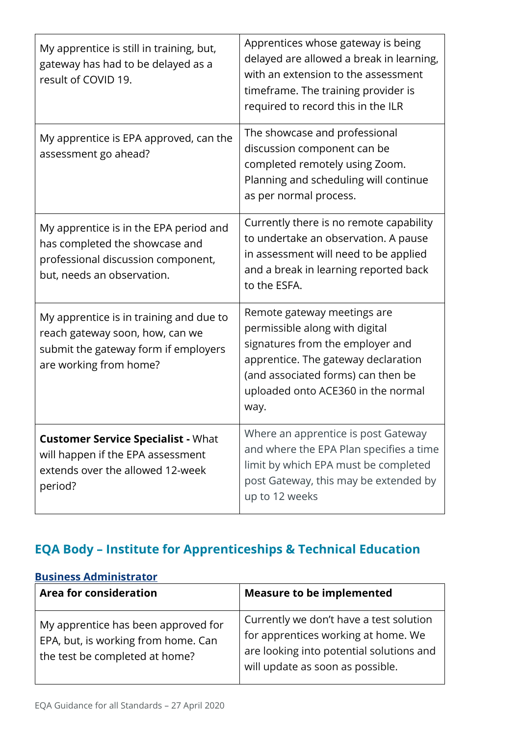| | |
|---|---|
| My apprentice is still in training, but, gateway has had to be delayed as a result of COVID 19. | Apprentices whose gateway is being delayed are allowed a break in learning, with an extension to the assessment timeframe. The training provider is required to record this in the ILR |
| My apprentice is EPA approved, can the assessment go ahead? | The showcase and professional discussion component can be completed remotely using Zoom. Planning and scheduling will continue as per normal process. |
| My apprentice is in the EPA period and has completed the showcase and professional discussion component, but, needs an observation. | Currently there is no remote capability to undertake an observation. A pause in assessment will need to be applied and a break in learning reported back to the ESFA. |
| My apprentice is in training and due to reach gateway soon, how, can we submit the gateway form if employers are working from home? | Remote gateway meetings are permissible along with digital signatures from the employer and apprentice. The gateway declaration (and associated forms) can then be uploaded onto ACE360 in the normal way. |
| **Customer Service Specialist -** What will happen if the EPA assessment extends over the allowed 12-week period? | Where an apprentice is post Gateway and where the EPA Plan specifies a time limit by which EPA must be completed post Gateway, this may be extended by up to 12 weeks |

## EQA Body – Institute for Apprenticeships & Technical Education

### Business Administrator

| Area for consideration | Measure to be implemented |
|---|---|
| My apprentice has been approved for EPA, but, is working from home. Can the test be completed at home? | Currently we don't have a test solution for apprentices working at home. We are looking into potential solutions and will update as soon as possible. |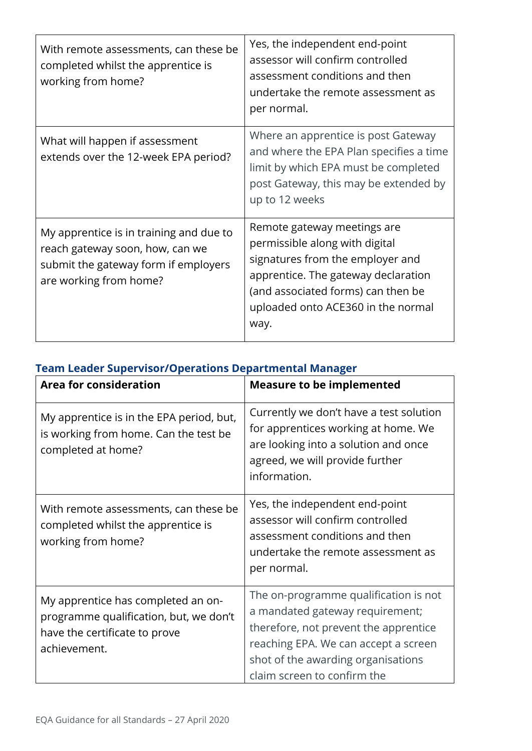| | |
|---|---|
| With remote assessments, can these be completed whilst the apprentice is working from home? | Yes, the independent end-point assessor will confirm controlled assessment conditions and then undertake the remote assessment as per normal. |
| What will happen if assessment extends over the 12-week EPA period? | Where an apprentice is post Gateway and where the EPA Plan specifies a time limit by which EPA must be completed post Gateway, this may be extended by up to 12 weeks |
| My apprentice is in training and due to reach gateway soon, how, can we submit the gateway form if employers are working from home? | Remote gateway meetings are permissible along with digital signatures from the employer and apprentice. The gateway declaration (and associated forms) can then be uploaded onto ACE360 in the normal way. |

### Team Leader Supervisor/Operations Departmental Manager

| Area for consideration | Measure to be implemented |
|---|---|
| My apprentice is in the EPA period, but, is working from home. Can the test be completed at home? | Currently we don't have a test solution for apprentices working at home. We are looking into a solution and once agreed, we will provide further information. |
| With remote assessments, can these be completed whilst the apprentice is working from home? | Yes, the independent end-point assessor will confirm controlled assessment conditions and then undertake the remote assessment as per normal. |
| My apprentice has completed an on-programme qualification, but, we don't have the certificate to prove achievement. | The on-programme qualification is not a mandated gateway requirement; therefore, not prevent the apprentice reaching EPA. We can accept a screen shot of the awarding organisations claim screen to confirm the |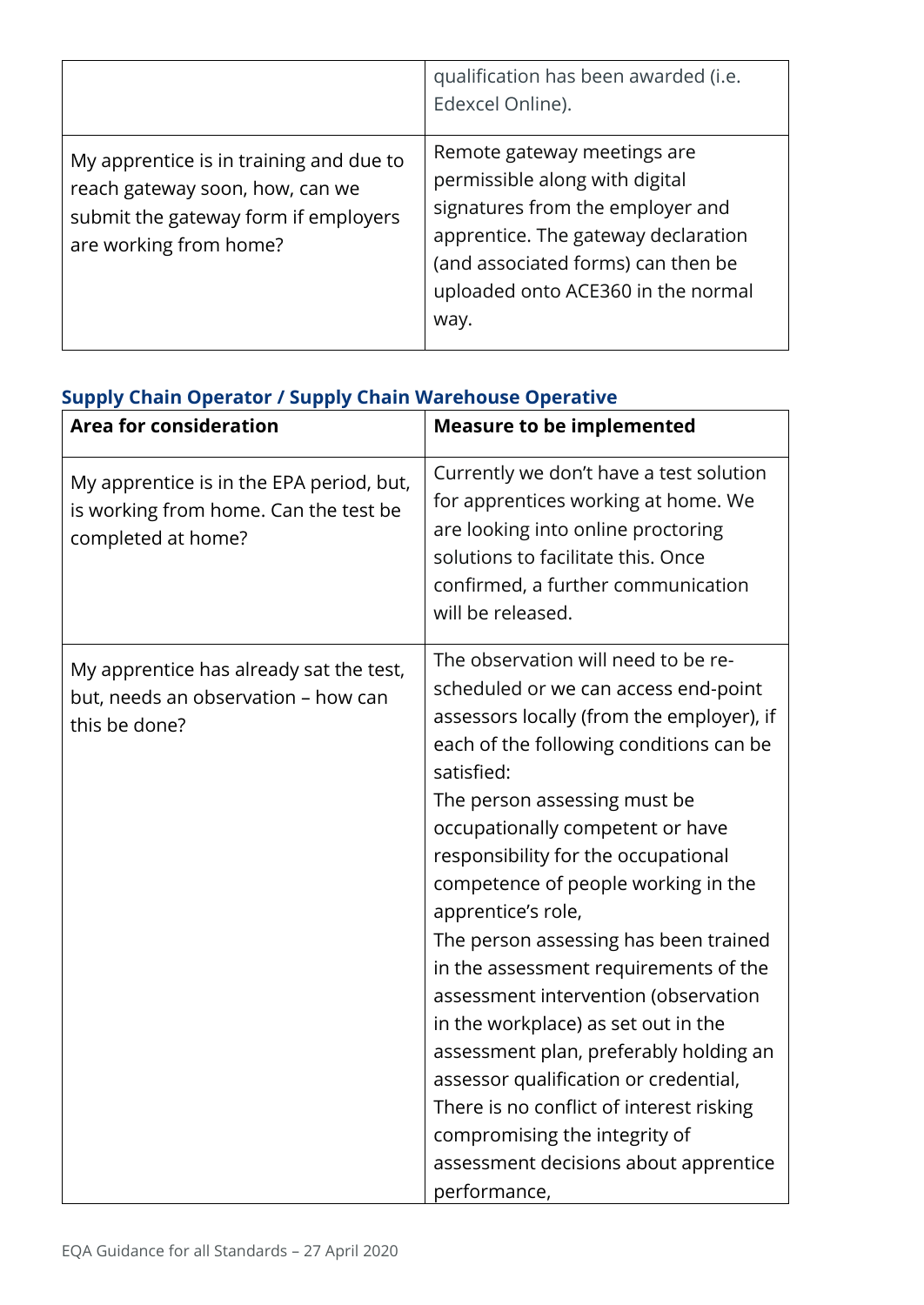| | |
|---|---|
| | qualification has been awarded (i.e. Edexcel Online). |
| My apprentice is in training and due to reach gateway soon, how, can we submit the gateway form if employers are working from home? | Remote gateway meetings are permissible along with digital signatures from the employer and apprentice. The gateway declaration (and associated forms) can then be uploaded onto ACE360 in the normal way. |

### Supply Chain Operator / Supply Chain Warehouse Operative

| Area for consideration | Measure to be implemented |
|---|---|
| My apprentice is in the EPA period, but, is working from home. Can the test be completed at home? | Currently we don't have a test solution for apprentices working at home. We are looking into online proctoring solutions to facilitate this. Once confirmed, a further communication will be released. |
| My apprentice has already sat the test, but, needs an observation – how can this be done? | The observation will need to be re-scheduled or we can access end-point assessors locally (from the employer), if each of the following conditions can be satisfied:<br>The person assessing must be occupationally competent or have responsibility for the occupational competence of people working in the apprentice's role,<br>The person assessing has been trained in the assessment requirements of the assessment intervention (observation in the workplace) as set out in the assessment plan, preferably holding an assessor qualification or credential,<br>There is no conflict of interest risking compromising the integrity of assessment decisions about apprentice performance, |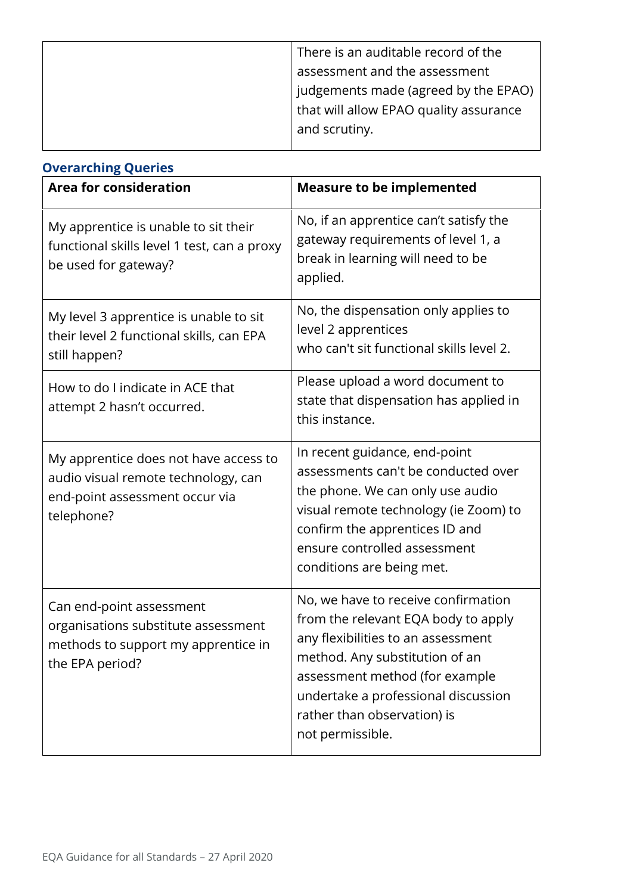| | |
|---|---|
| | There is an auditable record of the assessment and the assessment judgements made (agreed by the EPAO) that will allow EPAO quality assurance and scrutiny. |

## Overarching Queries

| Area for consideration | Measure to be implemented |
|---|---|
| My apprentice is unable to sit their functional skills level 1 test, can a proxy be used for gateway? | No, if an apprentice can't satisfy the gateway requirements of level 1, a break in learning will need to be applied. |
| My level 3 apprentice is unable to sit their level 2 functional skills, can EPA still happen? | No, the dispensation only applies to level 2 apprentices who can't sit functional skills level 2. |
| How to do I indicate in ACE that attempt 2 hasn't occurred. | Please upload a word document to state that dispensation has applied in this instance. |
| My apprentice does not have access to audio visual remote technology, can end-point assessment occur via telephone? | In recent guidance, end-point assessments can't be conducted over the phone. We can only use audio visual remote technology (ie Zoom) to confirm the apprentices ID and ensure controlled assessment conditions are being met. |
| Can end-point assessment organisations substitute assessment methods to support my apprentice in the EPA period? | No, we have to receive confirmation from the relevant EQA body to apply any flexibilities to an assessment method. Any substitution of an assessment method (for example undertake a professional discussion rather than observation) is not permissible. |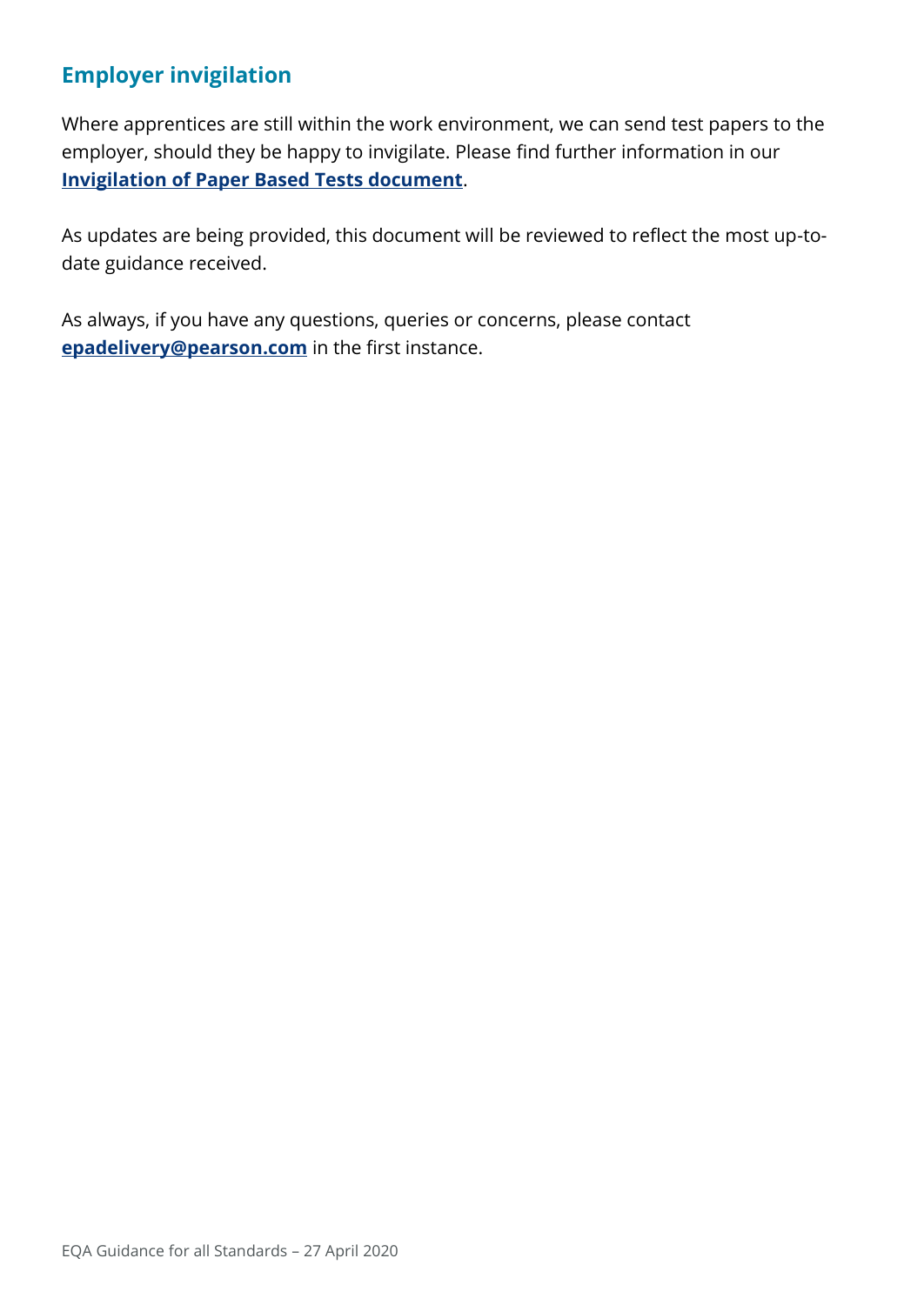## Employer invigilation

Where apprentices are still within the work environment, we can send test papers to the employer, should they be happy to invigilate. Please find further information in our **Invigilation of Paper Based Tests document**.

As updates are being provided, this document will be reviewed to reflect the most up-to-date guidance received.

As always, if you have any questions, queries or concerns, please contact **epadelivery@pearson.com** in the first instance.